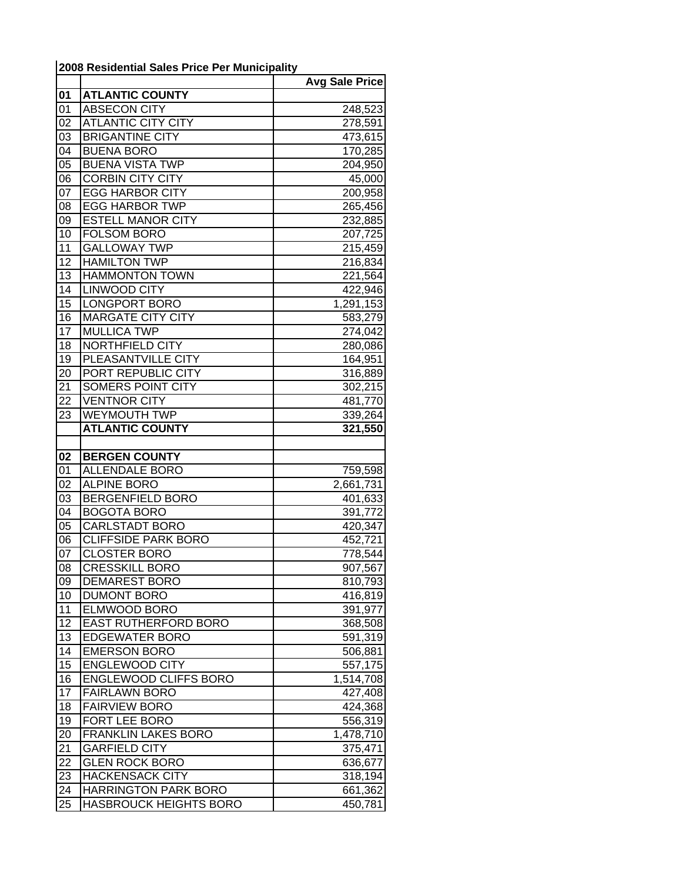**2008 Residential Sales Price Per Municipality**

| | | Avg Sale Price |
|---|---|---|
| **01** | **ATLANTIC COUNTY** | |
| 01 | ABSECON CITY | 248,523 |
| 02 | ATLANTIC CITY CITY | 278,591 |
| 03 | BRIGANTINE CITY | 473,615 |
| 04 | BUENA BORO | 170,285 |
| 05 | BUENA VISTA TWP | 204,950 |
| 06 | CORBIN CITY CITY | 45,000 |
| 07 | EGG HARBOR CITY | 200,958 |
| 08 | EGG HARBOR TWP | 265,456 |
| 09 | ESTELL MANOR CITY | 232,885 |
| 10 | FOLSOM BORO | 207,725 |
| 11 | GALLOWAY TWP | 215,459 |
| 12 | HAMILTON TWP | 216,834 |
| 13 | HAMMONTON TOWN | 221,564 |
| 14 | LINWOOD CITY | 422,946 |
| 15 | LONGPORT BORO | 1,291,153 |
| 16 | MARGATE CITY CITY | 583,279 |
| 17 | MULLICA TWP | 274,042 |
| 18 | NORTHFIELD CITY | 280,086 |
| 19 | PLEASANTVILLE CITY | 164,951 |
| 20 | PORT REPUBLIC CITY | 316,889 |
| 21 | SOMERS POINT CITY | 302,215 |
| 22 | VENTNOR CITY | 481,770 |
| 23 | WEYMOUTH TWP | 339,264 |
| | **ATLANTIC COUNTY** | **321,550** |
| | | |
| **02** | **BERGEN COUNTY** | |
| 01 | ALLENDALE BORO | 759,598 |
| 02 | ALPINE BORO | 2,661,731 |
| 03 | BERGENFIELD BORO | 401,633 |
| 04 | BOGOTA BORO | 391,772 |
| 05 | CARLSTADT BORO | 420,347 |
| 06 | CLIFFSIDE PARK BORO | 452,721 |
| 07 | CLOSTER BORO | 778,544 |
| 08 | CRESSKILL BORO | 907,567 |
| 09 | DEMAREST BORO | 810,793 |
| 10 | DUMONT BORO | 416,819 |
| 11 | ELMWOOD BORO | 391,977 |
| 12 | EAST RUTHERFORD BORO | 368,508 |
| 13 | EDGEWATER BORO | 591,319 |
| 14 | EMERSON BORO | 506,881 |
| 15 | ENGLEWOOD CITY | 557,175 |
| 16 | ENGLEWOOD CLIFFS BORO | 1,514,708 |
| 17 | FAIRLAWN BORO | 427,408 |
| 18 | FAIRVIEW BORO | 424,368 |
| 19 | FORT LEE BORO | 556,319 |
| 20 | FRANKLIN LAKES BORO | 1,478,710 |
| 21 | GARFIELD CITY | 375,471 |
| 22 | GLEN ROCK BORO | 636,677 |
| 23 | HACKENSACK CITY | 318,194 |
| 24 | HARRINGTON PARK BORO | 661,362 |
| 25 | HASBROUCK HEIGHTS BORO | 450,781 |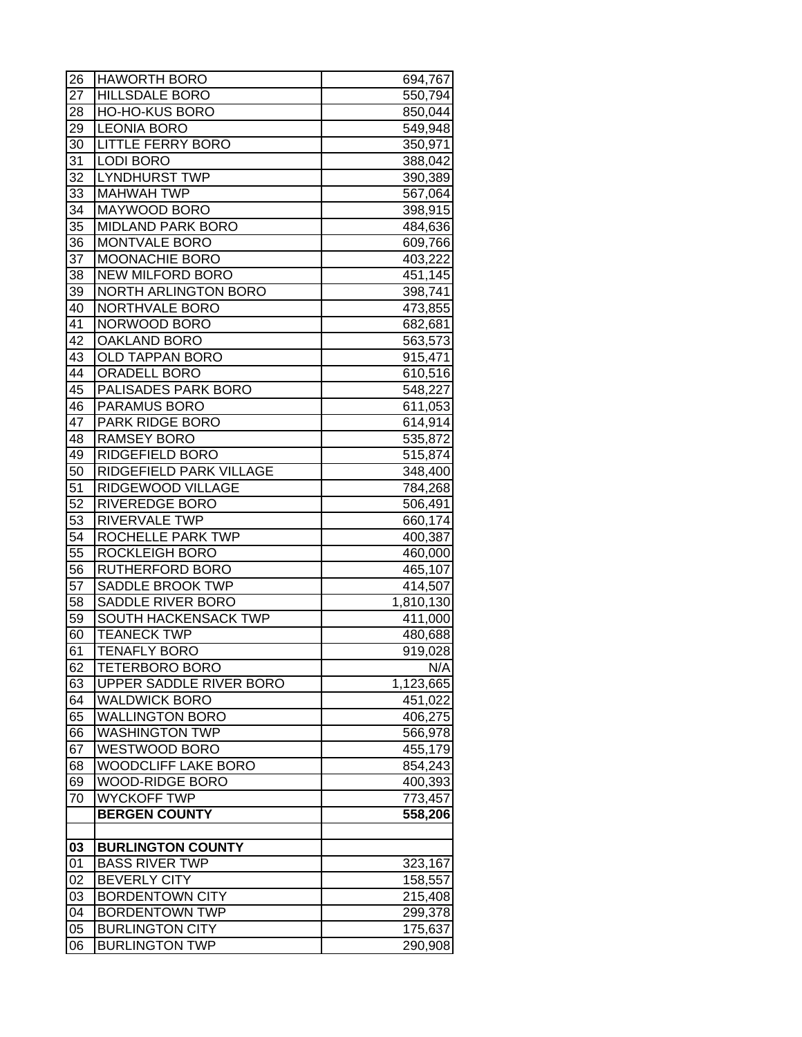| 26 | HAWORTH BORO | 694,767 |
|---|---|---|
| 27 | HILLSDALE BORO | 550,794 |
| 28 | HO-HO-KUS BORO | 850,044 |
| 29 | LEONIA BORO | 549,948 |
| 30 | LITTLE FERRY BORO | 350,971 |
| 31 | LODI BORO | 388,042 |
| 32 | LYNDHURST TWP | 390,389 |
| 33 | MAHWAH TWP | 567,064 |
| 34 | MAYWOOD BORO | 398,915 |
| 35 | MIDLAND PARK BORO | 484,636 |
| 36 | MONTVALE BORO | 609,766 |
| 37 | MOONACHIE BORO | 403,222 |
| 38 | NEW MILFORD BORO | 451,145 |
| 39 | NORTH ARLINGTON BORO | 398,741 |
| 40 | NORTHVALE BORO | 473,855 |
| 41 | NORWOOD BORO | 682,681 |
| 42 | OAKLAND BORO | 563,573 |
| 43 | OLD TAPPAN BORO | 915,471 |
| 44 | ORADELL BORO | 610,516 |
| 45 | PALISADES PARK BORO | 548,227 |
| 46 | PARAMUS BORO | 611,053 |
| 47 | PARK RIDGE BORO | 614,914 |
| 48 | RAMSEY BORO | 535,872 |
| 49 | RIDGEFIELD BORO | 515,874 |
| 50 | RIDGEFIELD PARK VILLAGE | 348,400 |
| 51 | RIDGEWOOD VILLAGE | 784,268 |
| 52 | RIVEREDGE BORO | 506,491 |
| 53 | RIVERVALE TWP | 660,174 |
| 54 | ROCHELLE PARK TWP | 400,387 |
| 55 | ROCKLEIGH BORO | 460,000 |
| 56 | RUTHERFORD BORO | 465,107 |
| 57 | SADDLE BROOK TWP | 414,507 |
| 58 | SADDLE RIVER BORO | 1,810,130 |
| 59 | SOUTH HACKENSACK TWP | 411,000 |
| 60 | TEANECK TWP | 480,688 |
| 61 | TENAFLY BORO | 919,028 |
| 62 | TETERBORO BORO | N/A |
| 63 | UPPER SADDLE RIVER BORO | 1,123,665 |
| 64 | WALDWICK BORO | 451,022 |
| 65 | WALLINGTON BORO | 406,275 |
| 66 | WASHINGTON TWP | 566,978 |
| 67 | WESTWOOD BORO | 455,179 |
| 68 | WOODCLIFF LAKE BORO | 854,243 |
| 69 | WOOD-RIDGE BORO | 400,393 |
| 70 | WYCKOFF TWP | 773,457 |
| | **BERGEN COUNTY** | **558,206** |
| | | |
| **03** | **BURLINGTON COUNTY** | |
| 01 | BASS RIVER TWP | 323,167 |
| 02 | BEVERLY CITY | 158,557 |
| 03 | BORDENTOWN CITY | 215,408 |
| 04 | BORDENTOWN TWP | 299,378 |
| 05 | BURLINGTON CITY | 175,637 |
| 06 | BURLINGTON TWP | 290,908 |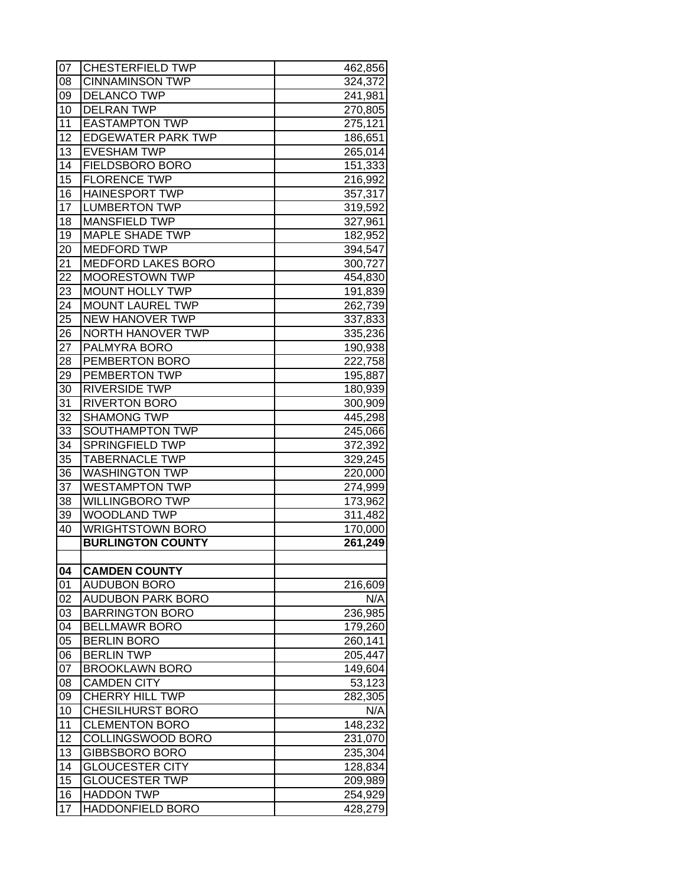| | | |
|---|---|---|
| 07 | CHESTERFIELD TWP | 462,856 |
| 08 | CINNAMINSON TWP | 324,372 |
| 09 | DELANCO TWP | 241,981 |
| 10 | DELRAN TWP | 270,805 |
| 11 | EASTAMPTON TWP | 275,121 |
| 12 | EDGEWATER PARK TWP | 186,651 |
| 13 | EVESHAM TWP | 265,014 |
| 14 | FIELDSBORO BORO | 151,333 |
| 15 | FLORENCE TWP | 216,992 |
| 16 | HAINESPORT TWP | 357,317 |
| 17 | LUMBERTON TWP | 319,592 |
| 18 | MANSFIELD TWP | 327,961 |
| 19 | MAPLE SHADE TWP | 182,952 |
| 20 | MEDFORD TWP | 394,547 |
| 21 | MEDFORD LAKES BORO | 300,727 |
| 22 | MOORESTOWN TWP | 454,830 |
| 23 | MOUNT HOLLY TWP | 191,839 |
| 24 | MOUNT LAUREL TWP | 262,739 |
| 25 | NEW HANOVER TWP | 337,833 |
| 26 | NORTH HANOVER TWP | 335,236 |
| 27 | PALMYRA BORO | 190,938 |
| 28 | PEMBERTON BORO | 222,758 |
| 29 | PEMBERTON TWP | 195,887 |
| 30 | RIVERSIDE TWP | 180,939 |
| 31 | RIVERTON BORO | 300,909 |
| 32 | SHAMONG TWP | 445,298 |
| 33 | SOUTHAMPTON TWP | 245,066 |
| 34 | SPRINGFIELD TWP | 372,392 |
| 35 | TABERNACLE TWP | 329,245 |
| 36 | WASHINGTON TWP | 220,000 |
| 37 | WESTAMPTON TWP | 274,999 |
| 38 | WILLINGBORO TWP | 173,962 |
| 39 | WOODLAND TWP | 311,482 |
| 40 | WRIGHTSTOWN BORO | 170,000 |
| | **BURLINGTON COUNTY** | **261,249** |
| | | |
| **04** | **CAMDEN COUNTY** | |
| 01 | AUDUBON BORO | 216,609 |
| 02 | AUDUBON PARK BORO | N/A |
| 03 | BARRINGTON BORO | 236,985 |
| 04 | BELLMAWR BORO | 179,260 |
| 05 | BERLIN BORO | 260,141 |
| 06 | BERLIN TWP | 205,447 |
| 07 | BROOKLAWN BORO | 149,604 |
| 08 | CAMDEN CITY | 53,123 |
| 09 | CHERRY HILL TWP | 282,305 |
| 10 | CHESILHURST BORO | N/A |
| 11 | CLEMENTON BORO | 148,232 |
| 12 | COLLINGSWOOD BORO | 231,070 |
| 13 | GIBBSBORO BORO | 235,304 |
| 14 | GLOUCESTER CITY | 128,834 |
| 15 | GLOUCESTER TWP | 209,989 |
| 16 | HADDON TWP | 254,929 |
| 17 | HADDONFIELD BORO | 428,279 |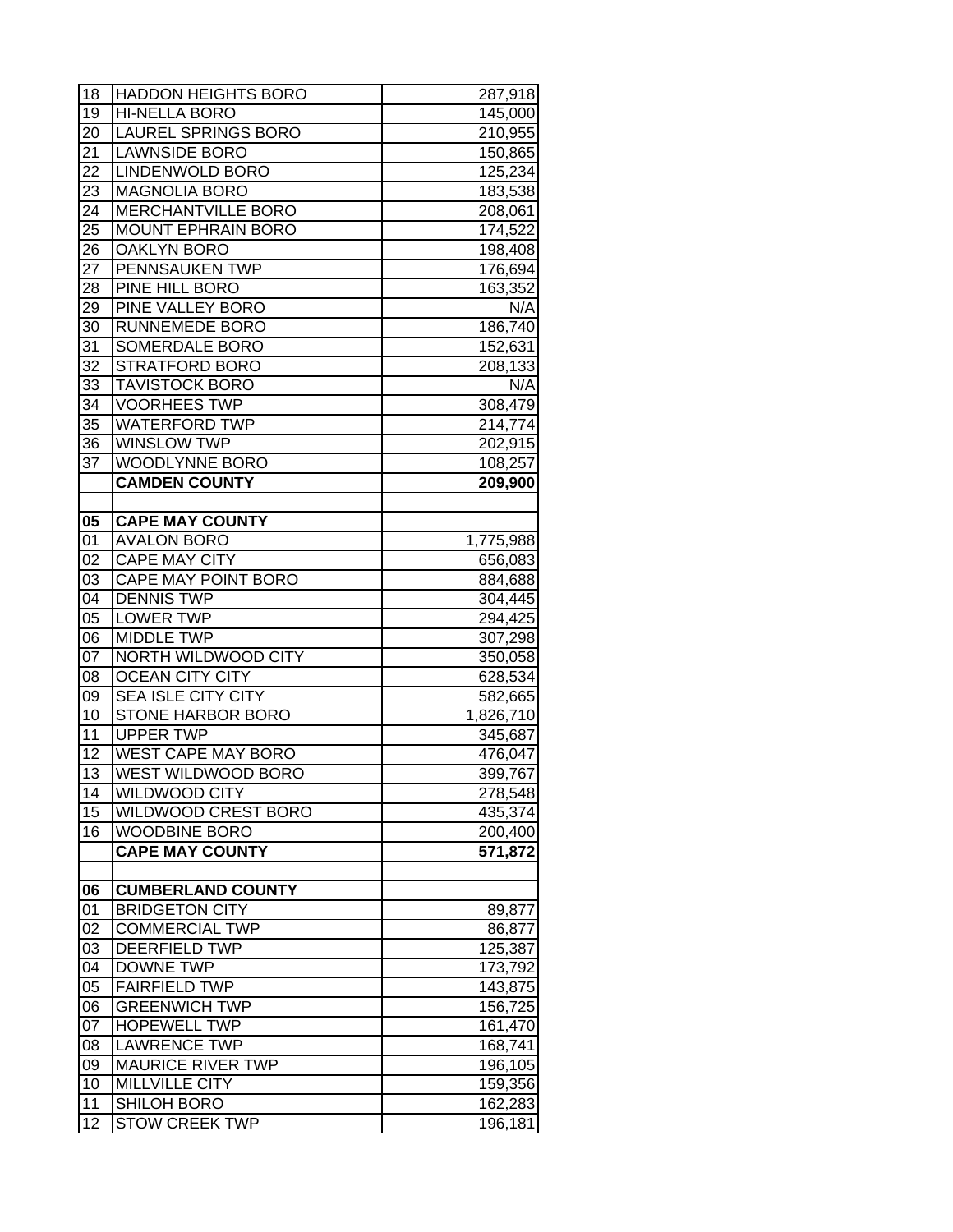| | | |
|---|---|---|
| 18 | HADDON HEIGHTS BORO | 287,918 |
| 19 | HI-NELLA BORO | 145,000 |
| 20 | LAUREL SPRINGS BORO | 210,955 |
| 21 | LAWNSIDE BORO | 150,865 |
| 22 | LINDENWOLD BORO | 125,234 |
| 23 | MAGNOLIA BORO | 183,538 |
| 24 | MERCHANTVILLE BORO | 208,061 |
| 25 | MOUNT EPHRAIN BORO | 174,522 |
| 26 | OAKLYN BORO | 198,408 |
| 27 | PENNSAUKEN TWP | 176,694 |
| 28 | PINE HILL BORO | 163,352 |
| 29 | PINE VALLEY BORO | N/A |
| 30 | RUNNEMEDE BORO | 186,740 |
| 31 | SOMERDALE BORO | 152,631 |
| 32 | STRATFORD BORO | 208,133 |
| 33 | TAVISTOCK BORO | N/A |
| 34 | VOORHEES TWP | 308,479 |
| 35 | WATERFORD TWP | 214,774 |
| 36 | WINSLOW TWP | 202,915 |
| 37 | WOODLYNNE BORO | 108,257 |
| | **CAMDEN COUNTY** | **209,900** |
| | | |
| **05** | **CAPE MAY COUNTY** | |
| 01 | AVALON BORO | 1,775,988 |
| 02 | CAPE MAY CITY | 656,083 |
| 03 | CAPE MAY POINT BORO | 884,688 |
| 04 | DENNIS TWP | 304,445 |
| 05 | LOWER TWP | 294,425 |
| 06 | MIDDLE TWP | 307,298 |
| 07 | NORTH WILDWOOD CITY | 350,058 |
| 08 | OCEAN CITY CITY | 628,534 |
| 09 | SEA ISLE CITY CITY | 582,665 |
| 10 | STONE HARBOR BORO | 1,826,710 |
| 11 | UPPER TWP | 345,687 |
| 12 | WEST CAPE MAY BORO | 476,047 |
| 13 | WEST WILDWOOD BORO | 399,767 |
| 14 | WILDWOOD CITY | 278,548 |
| 15 | WILDWOOD CREST BORO | 435,374 |
| 16 | WOODBINE BORO | 200,400 |
| | **CAPE MAY COUNTY** | **571,872** |
| | | |
| **06** | **CUMBERLAND COUNTY** | |
| 01 | BRIDGETON CITY | 89,877 |
| 02 | COMMERCIAL TWP | 86,877 |
| 03 | DEERFIELD TWP | 125,387 |
| 04 | DOWNE TWP | 173,792 |
| 05 | FAIRFIELD TWP | 143,875 |
| 06 | GREENWICH TWP | 156,725 |
| 07 | HOPEWELL TWP | 161,470 |
| 08 | LAWRENCE TWP | 168,741 |
| 09 | MAURICE RIVER TWP | 196,105 |
| 10 | MILLVILLE CITY | 159,356 |
| 11 | SHILOH BORO | 162,283 |
| 12 | STOW CREEK TWP | 196,181 |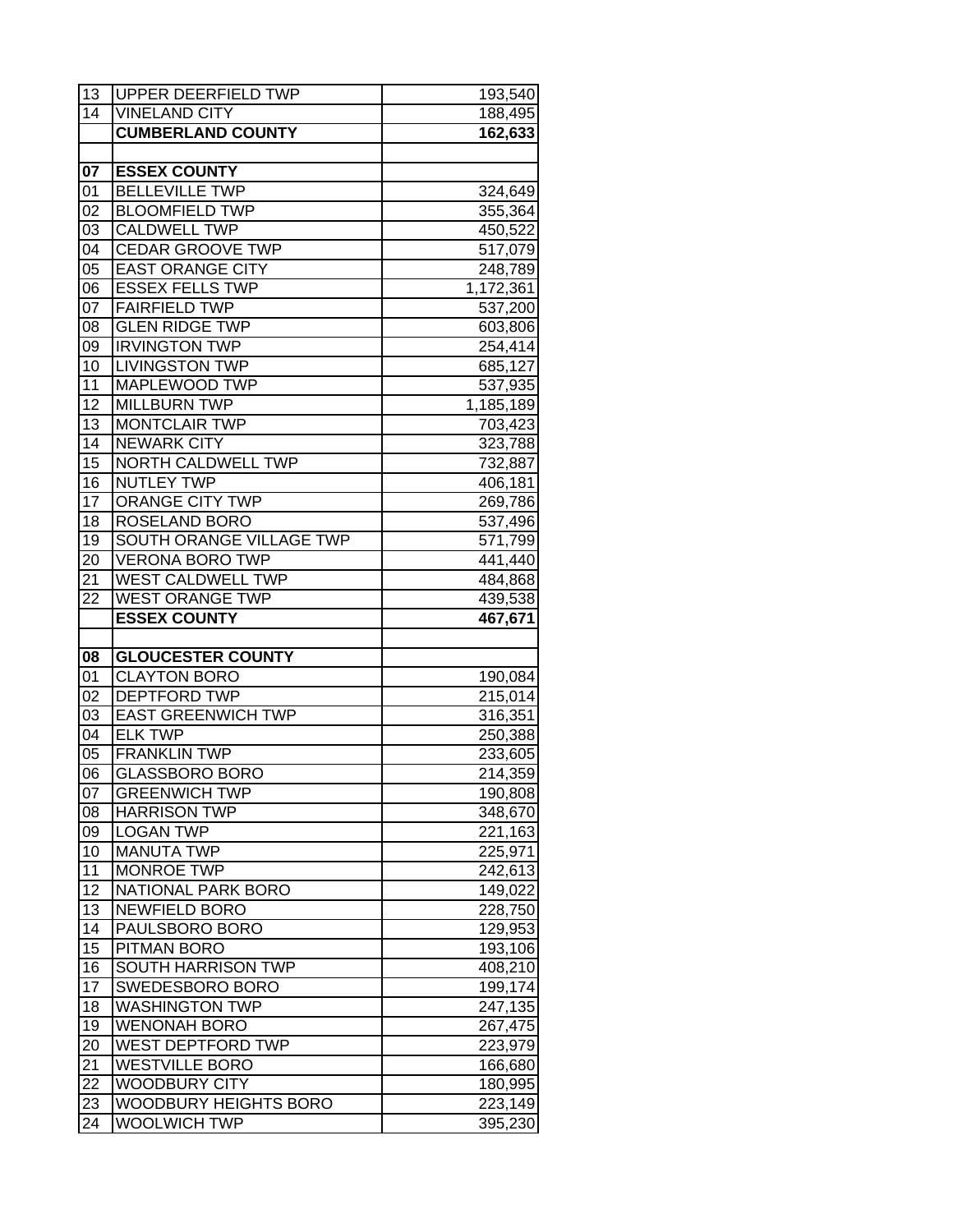| | | |
|---|---|---|
| 13 | UPPER DEERFIELD TWP | 193,540 |
| 14 | VINELAND CITY | 188,495 |
| | **CUMBERLAND COUNTY** | **162,633** |
| | | |
| **07** | **ESSEX COUNTY** | |
| 01 | BELLEVILLE TWP | 324,649 |
| 02 | BLOOMFIELD TWP | 355,364 |
| 03 | CALDWELL TWP | 450,522 |
| 04 | CEDAR GROOVE TWP | 517,079 |
| 05 | EAST ORANGE CITY | 248,789 |
| 06 | ESSEX FELLS TWP | 1,172,361 |
| 07 | FAIRFIELD TWP | 537,200 |
| 08 | GLEN RIDGE TWP | 603,806 |
| 09 | IRVINGTON TWP | 254,414 |
| 10 | LIVINGSTON TWP | 685,127 |
| 11 | MAPLEWOOD TWP | 537,935 |
| 12 | MILLBURN TWP | 1,185,189 |
| 13 | MONTCLAIR TWP | 703,423 |
| 14 | NEWARK CITY | 323,788 |
| 15 | NORTH CALDWELL TWP | 732,887 |
| 16 | NUTLEY TWP | 406,181 |
| 17 | ORANGE CITY TWP | 269,786 |
| 18 | ROSELAND BORO | 537,496 |
| 19 | SOUTH ORANGE VILLAGE TWP | 571,799 |
| 20 | VERONA BORO TWP | 441,440 |
| 21 | WEST CALDWELL TWP | 484,868 |
| 22 | WEST ORANGE TWP | 439,538 |
| | **ESSEX COUNTY** | **467,671** |
| | | |
| **08** | **GLOUCESTER COUNTY** | |
| 01 | CLAYTON BORO | 190,084 |
| 02 | DEPTFORD TWP | 215,014 |
| 03 | EAST GREENWICH TWP | 316,351 |
| 04 | ELK TWP | 250,388 |
| 05 | FRANKLIN TWP | 233,605 |
| 06 | GLASSBORO BORO | 214,359 |
| 07 | GREENWICH TWP | 190,808 |
| 08 | HARRISON TWP | 348,670 |
| 09 | LOGAN TWP | 221,163 |
| 10 | MANUTA TWP | 225,971 |
| 11 | MONROE TWP | 242,613 |
| 12 | NATIONAL PARK BORO | 149,022 |
| 13 | NEWFIELD BORO | 228,750 |
| 14 | PAULSBORO BORO | 129,953 |
| 15 | PITMAN BORO | 193,106 |
| 16 | SOUTH HARRISON TWP | 408,210 |
| 17 | SWEDESBORO BORO | 199,174 |
| 18 | WASHINGTON TWP | 247,135 |
| 19 | WENONAH BORO | 267,475 |
| 20 | WEST DEPTFORD TWP | 223,979 |
| 21 | WESTVILLE BORO | 166,680 |
| 22 | WOODBURY CITY | 180,995 |
| 23 | WOODBURY HEIGHTS BORO | 223,149 |
| 24 | WOOLWICH TWP | 395,230 |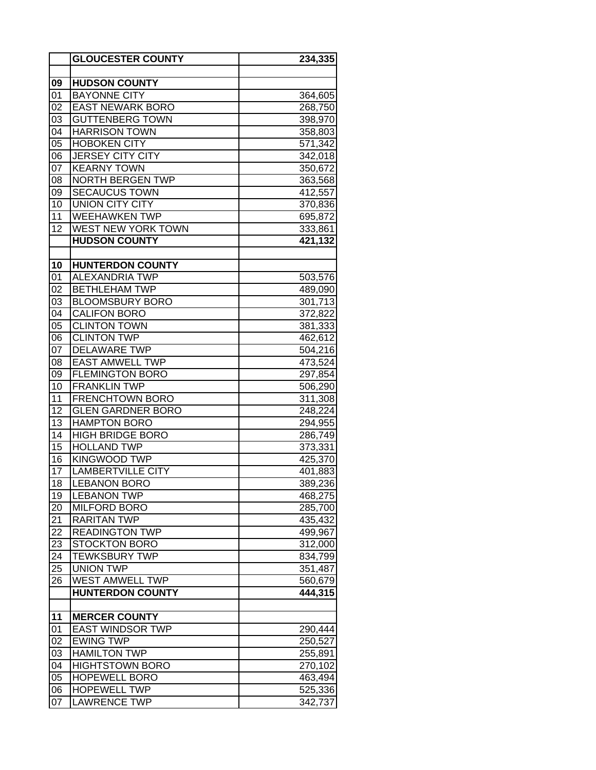| | | |
|---|---|---|
| | **GLOUCESTER COUNTY** | **234,335** |
| | | |
| **09** | **HUDSON COUNTY** | |
| 01 | BAYONNE CITY | 364,605 |
| 02 | EAST NEWARK BORO | 268,750 |
| 03 | GUTTENBERG TOWN | 398,970 |
| 04 | HARRISON TOWN | 358,803 |
| 05 | HOBOKEN CITY | 571,342 |
| 06 | JERSEY CITY CITY | 342,018 |
| 07 | KEARNY TOWN | 350,672 |
| 08 | NORTH BERGEN TWP | 363,568 |
| 09 | SECAUCUS TOWN | 412,557 |
| 10 | UNION CITY CITY | 370,836 |
| 11 | WEEHAWKEN TWP | 695,872 |
| 12 | WEST NEW YORK TOWN | 333,861 |
| | **HUDSON COUNTY** | **421,132** |
| | | |
| **10** | **HUNTERDON COUNTY** | |
| 01 | ALEXANDRIA TWP | 503,576 |
| 02 | BETHLEHAM TWP | 489,090 |
| 03 | BLOOMSBURY BORO | 301,713 |
| 04 | CALIFON BORO | 372,822 |
| 05 | CLINTON TOWN | 381,333 |
| 06 | CLINTON TWP | 462,612 |
| 07 | DELAWARE TWP | 504,216 |
| 08 | EAST AMWELL TWP | 473,524 |
| 09 | FLEMINGTON BORO | 297,854 |
| 10 | FRANKLIN TWP | 506,290 |
| 11 | FRENCHTOWN BORO | 311,308 |
| 12 | GLEN GARDNER BORO | 248,224 |
| 13 | HAMPTON BORO | 294,955 |
| 14 | HIGH BRIDGE BORO | 286,749 |
| 15 | HOLLAND TWP | 373,331 |
| 16 | KINGWOOD TWP | 425,370 |
| 17 | LAMBERTVILLE CITY | 401,883 |
| 18 | LEBANON BORO | 389,236 |
| 19 | LEBANON TWP | 468,275 |
| 20 | MILFORD BORO | 285,700 |
| 21 | RARITAN TWP | 435,432 |
| 22 | READINGTON TWP | 499,967 |
| 23 | STOCKTON BORO | 312,000 |
| 24 | TEWKSBURY TWP | 834,799 |
| 25 | UNION TWP | 351,487 |
| 26 | WEST AMWELL TWP | 560,679 |
| | **HUNTERDON COUNTY** | **444,315** |
| | | |
| **11** | **MERCER COUNTY** | |
| 01 | EAST WINDSOR TWP | 290,444 |
| 02 | EWING TWP | 250,527 |
| 03 | HAMILTON TWP | 255,891 |
| 04 | HIGHTSTOWN BORO | 270,102 |
| 05 | HOPEWELL BORO | 463,494 |
| 06 | HOPEWELL TWP | 525,336 |
| 07 | LAWRENCE TWP | 342,737 |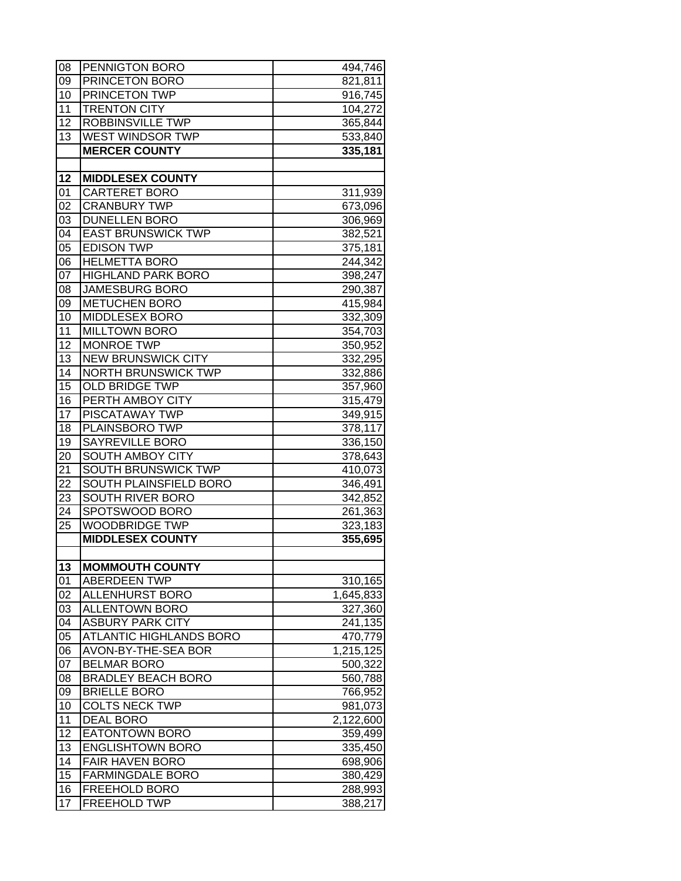| | | |
|---|---|---|
| 08 | PENNINGTON BORO | 494,746 |
| 09 | PRINCETON BORO | 821,811 |
| 10 | PRINCETON TWP | 916,745 |
| 11 | TRENTON CITY | 104,272 |
| 12 | ROBBINSVILLE TWP | 365,844 |
| 13 | WEST WINDSOR TWP | 533,840 |
| | **MERCER COUNTY** | **335,181** |
| | | |
| **12** | **MIDDLESEX COUNTY** | |
| 01 | CARTERET BORO | 311,939 |
| 02 | CRANBURY TWP | 673,096 |
| 03 | DUNELLEN BORO | 306,969 |
| 04 | EAST BRUNSWICK TWP | 382,521 |
| 05 | EDISON TWP | 375,181 |
| 06 | HELMETTA BORO | 244,342 |
| 07 | HIGHLAND PARK BORO | 398,247 |
| 08 | JAMESBURG BORO | 290,387 |
| 09 | METUCHEN BORO | 415,984 |
| 10 | MIDDLESEX BORO | 332,309 |
| 11 | MILLTOWN BORO | 354,703 |
| 12 | MONROE TWP | 350,952 |
| 13 | NEW BRUNSWICK CITY | 332,295 |
| 14 | NORTH BRUNSWICK TWP | 332,886 |
| 15 | OLD BRIDGE TWP | 357,960 |
| 16 | PERTH AMBOY CITY | 315,479 |
| 17 | PISCATAWAY TWP | 349,915 |
| 18 | PLAINSBORO TWP | 378,117 |
| 19 | SAYREVILLE BORO | 336,150 |
| 20 | SOUTH AMBOY CITY | 378,643 |
| 21 | SOUTH BRUNSWICK TWP | 410,073 |
| 22 | SOUTH PLAINSFIELD BORO | 346,491 |
| 23 | SOUTH RIVER BORO | 342,852 |
| 24 | SPOTSWOOD BORO | 261,363 |
| 25 | WOODBRIDGE TWP | 323,183 |
| | **MIDDLESEX COUNTY** | **355,695** |
| | | |
| **13** | **MOMMOUTH COUNTY** | |
| 01 | ABERDEEN TWP | 310,165 |
| 02 | ALLENHURST BORO | 1,645,833 |
| 03 | ALLENTOWN BORO | 327,360 |
| 04 | ASBURY PARK CITY | 241,135 |
| 05 | ATLANTIC HIGHLANDS BORO | 470,779 |
| 06 | AVON-BY-THE-SEA BOR | 1,215,125 |
| 07 | BELMAR BORO | 500,322 |
| 08 | BRADLEY BEACH BORO | 560,788 |
| 09 | BRIELLE BORO | 766,952 |
| 10 | COLTS NECK TWP | 981,073 |
| 11 | DEAL BORO | 2,122,600 |
| 12 | EATONTOWN BORO | 359,499 |
| 13 | ENGLISHTOWN BORO | 335,450 |
| 14 | FAIR HAVEN BORO | 698,906 |
| 15 | FARMINGDALE BORO | 380,429 |
| 16 | FREEHOLD BORO | 288,993 |
| 17 | FREEHOLD TWP | 388,217 |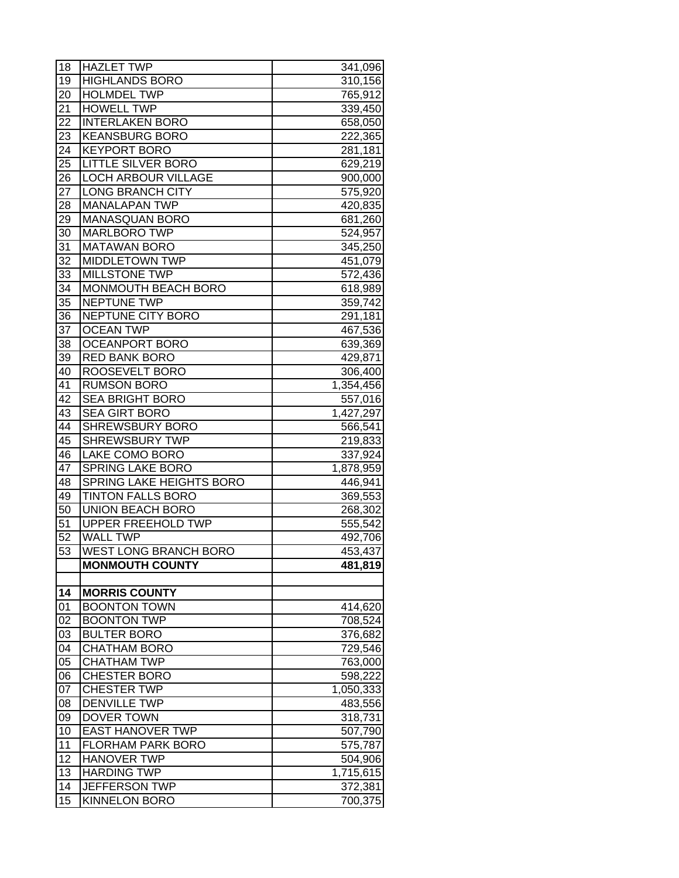| | | |
|---|---|---|
| 18 | HAZLET TWP | 341,096 |
| 19 | HIGHLANDS BORO | 310,156 |
| 20 | HOLMDEL TWP | 765,912 |
| 21 | HOWELL TWP | 339,450 |
| 22 | INTERLAKEN BORO | 658,050 |
| 23 | KEANSBURG BORO | 222,365 |
| 24 | KEYPORT BORO | 281,181 |
| 25 | LITTLE SILVER BORO | 629,219 |
| 26 | LOCH ARBOUR VILLAGE | 900,000 |
| 27 | LONG BRANCH CITY | 575,920 |
| 28 | MANALAPAN TWP | 420,835 |
| 29 | MANASQUAN BORO | 681,260 |
| 30 | MARLBORO TWP | 524,957 |
| 31 | MATAWAN BORO | 345,250 |
| 32 | MIDDLETOWN TWP | 451,079 |
| 33 | MILLSTONE TWP | 572,436 |
| 34 | MONMOUTH BEACH BORO | 618,989 |
| 35 | NEPTUNE TWP | 359,742 |
| 36 | NEPTUNE CITY BORO | 291,181 |
| 37 | OCEAN TWP | 467,536 |
| 38 | OCEANPORT BORO | 639,369 |
| 39 | RED BANK BORO | 429,871 |
| 40 | ROOSEVELT BORO | 306,400 |
| 41 | RUMSON BORO | 1,354,456 |
| 42 | SEA BRIGHT BORO | 557,016 |
| 43 | SEA GIRT BORO | 1,427,297 |
| 44 | SHREWSBURY BORO | 566,541 |
| 45 | SHREWSBURY TWP | 219,833 |
| 46 | LAKE COMO BORO | 337,924 |
| 47 | SPRING LAKE BORO | 1,878,959 |
| 48 | SPRING LAKE HEIGHTS BORO | 446,941 |
| 49 | TINTON FALLS BORO | 369,553 |
| 50 | UNION BEACH BORO | 268,302 |
| 51 | UPPER FREEHOLD TWP | 555,542 |
| 52 | WALL TWP | 492,706 |
| 53 | WEST LONG BRANCH BORO | 453,437 |
| | **MONMOUTH COUNTY** | **481,819** |
| | | |
| **14** | **MORRIS COUNTY** | |
| 01 | BOONTON TOWN | 414,620 |
| 02 | BOONTON TWP | 708,524 |
| 03 | BULTER BORO | 376,682 |
| 04 | CHATHAM BORO | 729,546 |
| 05 | CHATHAM TWP | 763,000 |
| 06 | CHESTER BORO | 598,222 |
| 07 | CHESTER TWP | 1,050,333 |
| 08 | DENVILLE TWP | 483,556 |
| 09 | DOVER TOWN | 318,731 |
| 10 | EAST HANOVER TWP | 507,790 |
| 11 | FLORHAM PARK BORO | 575,787 |
| 12 | HANOVER TWP | 504,906 |
| 13 | HARDING TWP | 1,715,615 |
| 14 | JEFFERSON TWP | 372,381 |
| 15 | KINNELON BORO | 700,375 |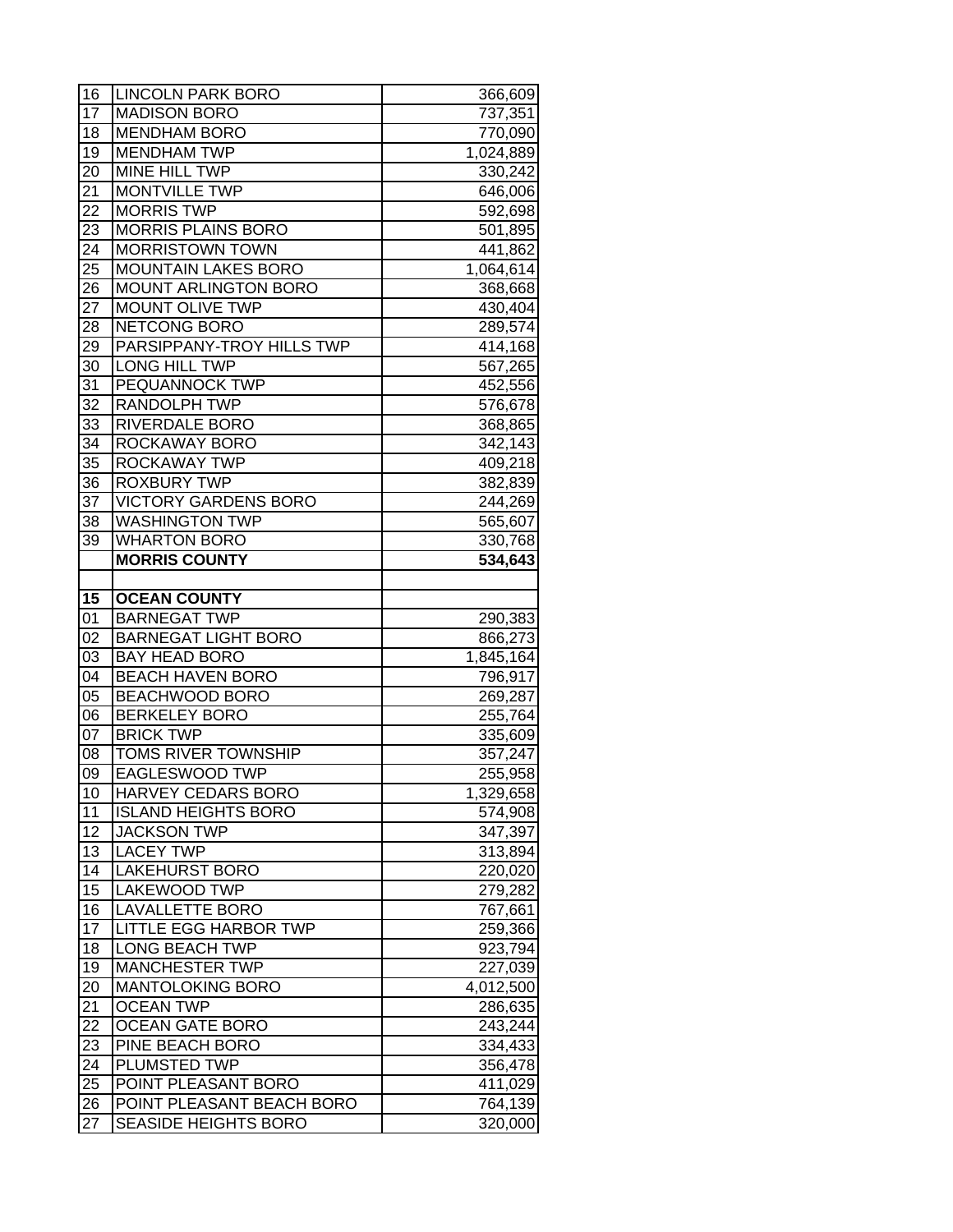| | | |
|---|---|---|
| 16 | LINCOLN PARK BORO | 366,609 |
| 17 | MADISON BORO | 737,351 |
| 18 | MENDHAM BORO | 770,090 |
| 19 | MENDHAM TWP | 1,024,889 |
| 20 | MINE HILL TWP | 330,242 |
| 21 | MONTVILLE TWP | 646,006 |
| 22 | MORRIS TWP | 592,698 |
| 23 | MORRIS PLAINS BORO | 501,895 |
| 24 | MORRISTOWN TOWN | 441,862 |
| 25 | MOUNTAIN LAKES BORO | 1,064,614 |
| 26 | MOUNT ARLINGTON BORO | 368,668 |
| 27 | MOUNT OLIVE TWP | 430,404 |
| 28 | NETCONG BORO | 289,574 |
| 29 | PARSIPPANY-TROY HILLS TWP | 414,168 |
| 30 | LONG HILL TWP | 567,265 |
| 31 | PEQUANNOCK TWP | 452,556 |
| 32 | RANDOLPH TWP | 576,678 |
| 33 | RIVERDALE BORO | 368,865 |
| 34 | ROCKAWAY BORO | 342,143 |
| 35 | ROCKAWAY TWP | 409,218 |
| 36 | ROXBURY TWP | 382,839 |
| 37 | VICTORY GARDENS BORO | 244,269 |
| 38 | WASHINGTON TWP | 565,607 |
| 39 | WHARTON BORO | 330,768 |
| | **MORRIS COUNTY** | **534,643** |
| | | |
| **15** | **OCEAN COUNTY** | |
| 01 | BARNEGAT TWP | 290,383 |
| 02 | BARNEGAT LIGHT BORO | 866,273 |
| 03 | BAY HEAD BORO | 1,845,164 |
| 04 | BEACH HAVEN BORO | 796,917 |
| 05 | BEACHWOOD BORO | 269,287 |
| 06 | BERKELEY BORO | 255,764 |
| 07 | BRICK TWP | 335,609 |
| 08 | TOMS RIVER TOWNSHIP | 357,247 |
| 09 | EAGLESWOOD TWP | 255,958 |
| 10 | HARVEY CEDARS BORO | 1,329,658 |
| 11 | ISLAND HEIGHTS BORO | 574,908 |
| 12 | JACKSON TWP | 347,397 |
| 13 | LACEY TWP | 313,894 |
| 14 | LAKEHURST BORO | 220,020 |
| 15 | LAKEWOOD TWP | 279,282 |
| 16 | LAVALLETTE BORO | 767,661 |
| 17 | LITTLE EGG HARBOR TWP | 259,366 |
| 18 | LONG BEACH TWP | 923,794 |
| 19 | MANCHESTER TWP | 227,039 |
| 20 | MANTOLOKING BORO | 4,012,500 |
| 21 | OCEAN TWP | 286,635 |
| 22 | OCEAN GATE BORO | 243,244 |
| 23 | PINE BEACH BORO | 334,433 |
| 24 | PLUMSTED TWP | 356,478 |
| 25 | POINT PLEASANT BORO | 411,029 |
| 26 | POINT PLEASANT BEACH BORO | 764,139 |
| 27 | SEASIDE HEIGHTS BORO | 320,000 |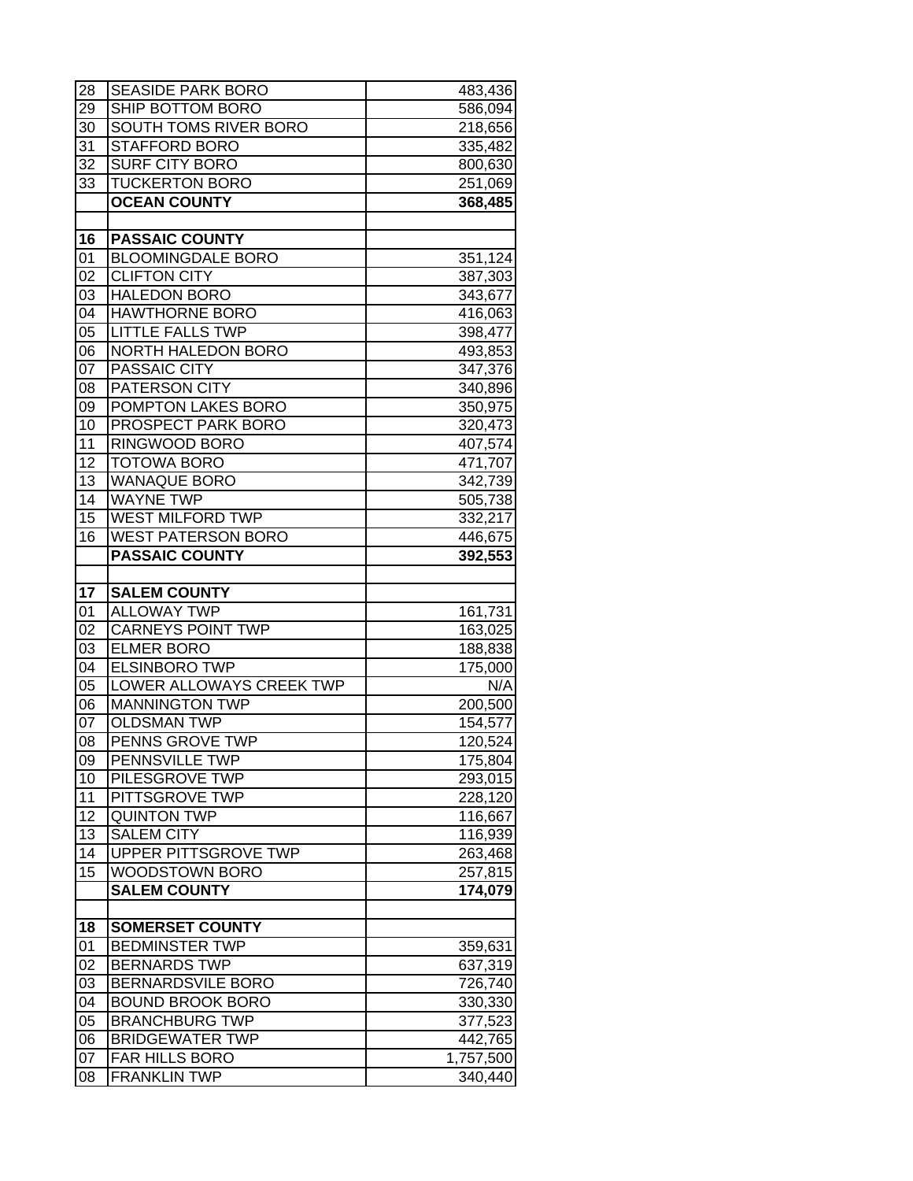| | | |
|---|---|---|
| 28 | SEASIDE PARK BORO | 483,436 |
| 29 | SHIP BOTTOM BORO | 586,094 |
| 30 | SOUTH TOMS RIVER BORO | 218,656 |
| 31 | STAFFORD BORO | 335,482 |
| 32 | SURF CITY BORO | 800,630 |
| 33 | TUCKERTON BORO | 251,069 |
| | **OCEAN COUNTY** | **368,485** |
| | | |
| **16** | **PASSAIC COUNTY** | |
| 01 | BLOOMINGDALE BORO | 351,124 |
| 02 | CLIFTON CITY | 387,303 |
| 03 | HALEDON BORO | 343,677 |
| 04 | HAWTHORNE BORO | 416,063 |
| 05 | LITTLE FALLS TWP | 398,477 |
| 06 | NORTH HALEDON BORO | 493,853 |
| 07 | PASSAIC CITY | 347,376 |
| 08 | PATERSON CITY | 340,896 |
| 09 | POMPTON LAKES BORO | 350,975 |
| 10 | PROSPECT PARK BORO | 320,473 |
| 11 | RINGWOOD BORO | 407,574 |
| 12 | TOTOWA BORO | 471,707 |
| 13 | WANAQUE BORO | 342,739 |
| 14 | WAYNE TWP | 505,738 |
| 15 | WEST MILFORD TWP | 332,217 |
| 16 | WEST PATERSON BORO | 446,675 |
| | **PASSAIC COUNTY** | **392,553** |
| | | |
| **17** | **SALEM COUNTY** | |
| 01 | ALLOWAY TWP | 161,731 |
| 02 | CARNEYS POINT TWP | 163,025 |
| 03 | ELMER BORO | 188,838 |
| 04 | ELSINBORO TWP | 175,000 |
| 05 | LOWER ALLOWAYS CREEK TWP | N/A |
| 06 | MANNINGTON TWP | 200,500 |
| 07 | OLDSMAN TWP | 154,577 |
| 08 | PENNS GROVE TWP | 120,524 |
| 09 | PENNSVILLE TWP | 175,804 |
| 10 | PILESGROVE TWP | 293,015 |
| 11 | PITTSGROVE TWP | 228,120 |
| 12 | QUINTON TWP | 116,667 |
| 13 | SALEM CITY | 116,939 |
| 14 | UPPER PITTSGROVE TWP | 263,468 |
| 15 | WOODSTOWN BORO | 257,815 |
| | **SALEM COUNTY** | **174,079** |
| | | |
| **18** | **SOMERSET COUNTY** | |
| 01 | BEDMINSTER TWP | 359,631 |
| 02 | BERNARDS TWP | 637,319 |
| 03 | BERNARDSVILE BORO | 726,740 |
| 04 | BOUND BROOK BORO | 330,330 |
| 05 | BRANCHBURG TWP | 377,523 |
| 06 | BRIDGEWATER TWP | 442,765 |
| 07 | FAR HILLS BORO | 1,757,500 |
| 08 | FRANKLIN TWP | 340,440 |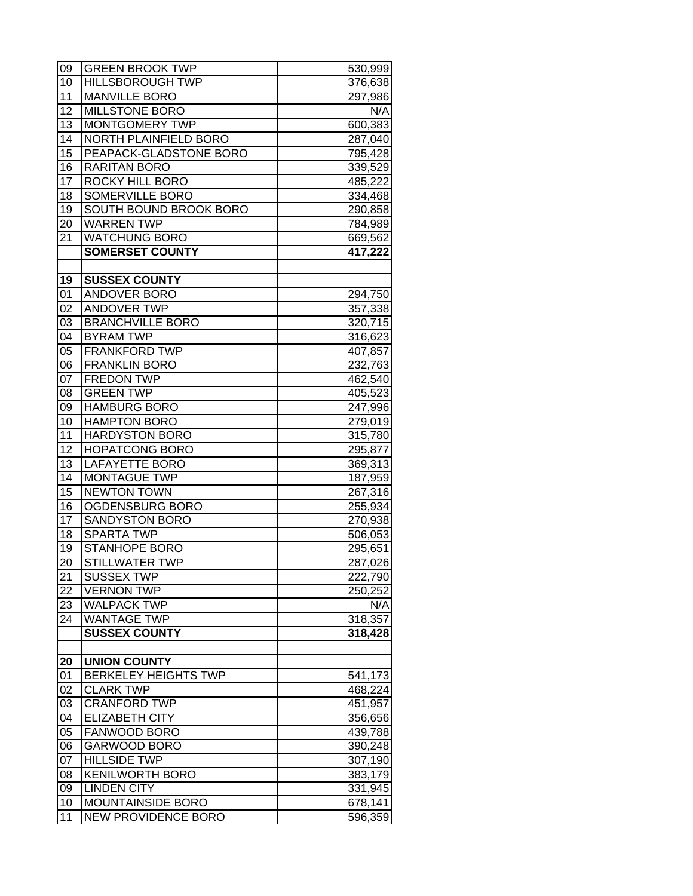| | | |
|---|---|---|
| 09 | GREEN BROOK TWP | 530,999 |
| 10 | HILLSBOROUGH TWP | 376,638 |
| 11 | MANVILLE BORO | 297,986 |
| 12 | MILLSTONE BORO | N/A |
| 13 | MONTGOMERY TWP | 600,383 |
| 14 | NORTH PLAINFIELD BORO | 287,040 |
| 15 | PEAPACK-GLADSTONE BORO | 795,428 |
| 16 | RARITAN BORO | 339,529 |
| 17 | ROCKY HILL BORO | 485,222 |
| 18 | SOMERVILLE BORO | 334,468 |
| 19 | SOUTH BOUND BROOK BORO | 290,858 |
| 20 | WARREN TWP | 784,989 |
| 21 | WATCHUNG BORO | 669,562 |
| | **SOMERSET COUNTY** | **417,222** |
| | | |
| **19** | **SUSSEX COUNTY** | |
| 01 | ANDOVER BORO | 294,750 |
| 02 | ANDOVER TWP | 357,338 |
| 03 | BRANCHVILLE BORO | 320,715 |
| 04 | BYRAM TWP | 316,623 |
| 05 | FRANKFORD TWP | 407,857 |
| 06 | FRANKLIN BORO | 232,763 |
| 07 | FREDON TWP | 462,540 |
| 08 | GREEN TWP | 405,523 |
| 09 | HAMBURG BORO | 247,996 |
| 10 | HAMPTON BORO | 279,019 |
| 11 | HARDYSTON BORO | 315,780 |
| 12 | HOPATCONG BORO | 295,877 |
| 13 | LAFAYETTE BORO | 369,313 |
| 14 | MONTAGUE TWP | 187,959 |
| 15 | NEWTON TOWN | 267,316 |
| 16 | OGDENSBURG BORO | 255,934 |
| 17 | SANDYSTON BORO | 270,938 |
| 18 | SPARTA TWP | 506,053 |
| 19 | STANHOPE BORO | 295,651 |
| 20 | STILLWATER TWP | 287,026 |
| 21 | SUSSEX TWP | 222,790 |
| 22 | VERNON TWP | 250,252 |
| 23 | WALPACK TWP | N/A |
| 24 | WANTAGE TWP | 318,357 |
| | **SUSSEX COUNTY** | **318,428** |
| | | |
| **20** | **UNION COUNTY** | |
| 01 | BERKELEY HEIGHTS TWP | 541,173 |
| 02 | CLARK TWP | 468,224 |
| 03 | CRANFORD TWP | 451,957 |
| 04 | ELIZABETH CITY | 356,656 |
| 05 | FANWOOD BORO | 439,788 |
| 06 | GARWOOD BORO | 390,248 |
| 07 | HILLSIDE TWP | 307,190 |
| 08 | KENILWORTH BORO | 383,179 |
| 09 | LINDEN CITY | 331,945 |
| 10 | MOUNTAINSIDE BORO | 678,141 |
| 11 | NEW PROVIDENCE BORO | 596,359 |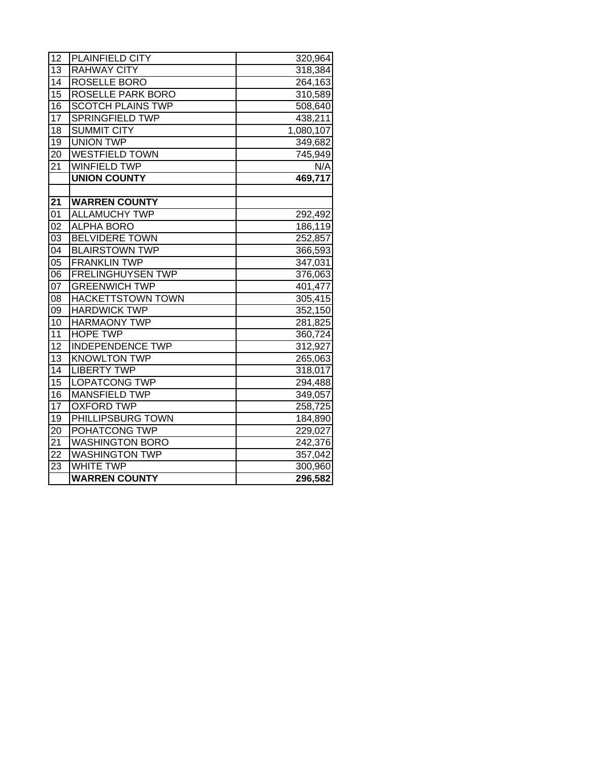| | | |
|---|---|---|
| 12 | PLAINFIELD CITY | 320,964 |
| 13 | RAHWAY CITY | 318,384 |
| 14 | ROSELLE BORO | 264,163 |
| 15 | ROSELLE PARK BORO | 310,589 |
| 16 | SCOTCH PLAINS TWP | 508,640 |
| 17 | SPRINGFIELD TWP | 438,211 |
| 18 | SUMMIT CITY | 1,080,107 |
| 19 | UNION TWP | 349,682 |
| 20 | WESTFIELD TOWN | 745,949 |
| 21 | WINFIELD TWP | N/A |
| | **UNION COUNTY** | **469,717** |
| | | |
| **21** | **WARREN COUNTY** | |
| 01 | ALLAMUCHY TWP | 292,492 |
| 02 | ALPHA BORO | 186,119 |
| 03 | BELVIDERE TOWN | 252,857 |
| 04 | BLAIRSTOWN TWP | 366,593 |
| 05 | FRANKLIN TWP | 347,031 |
| 06 | FRELINGHUYSEN TWP | 376,063 |
| 07 | GREENWICH TWP | 401,477 |
| 08 | HACKETTSTOWN TOWN | 305,415 |
| 09 | HARDWICK TWP | 352,150 |
| 10 | HARMAONY TWP | 281,825 |
| 11 | HOPE TWP | 360,724 |
| 12 | INDEPENDENCE TWP | 312,927 |
| 13 | KNOWLTON TWP | 265,063 |
| 14 | LIBERTY TWP | 318,017 |
| 15 | LOPATCONG TWP | 294,488 |
| 16 | MANSFIELD TWP | 349,057 |
| 17 | OXFORD TWP | 258,725 |
| 19 | PHILLIPSBURG TOWN | 184,890 |
| 20 | POHATCONG TWP | 229,027 |
| 21 | WASHINGTON BORO | 242,376 |
| 22 | WASHINGTON TWP | 357,042 |
| 23 | WHITE TWP | 300,960 |
| | **WARREN COUNTY** | **296,582** |